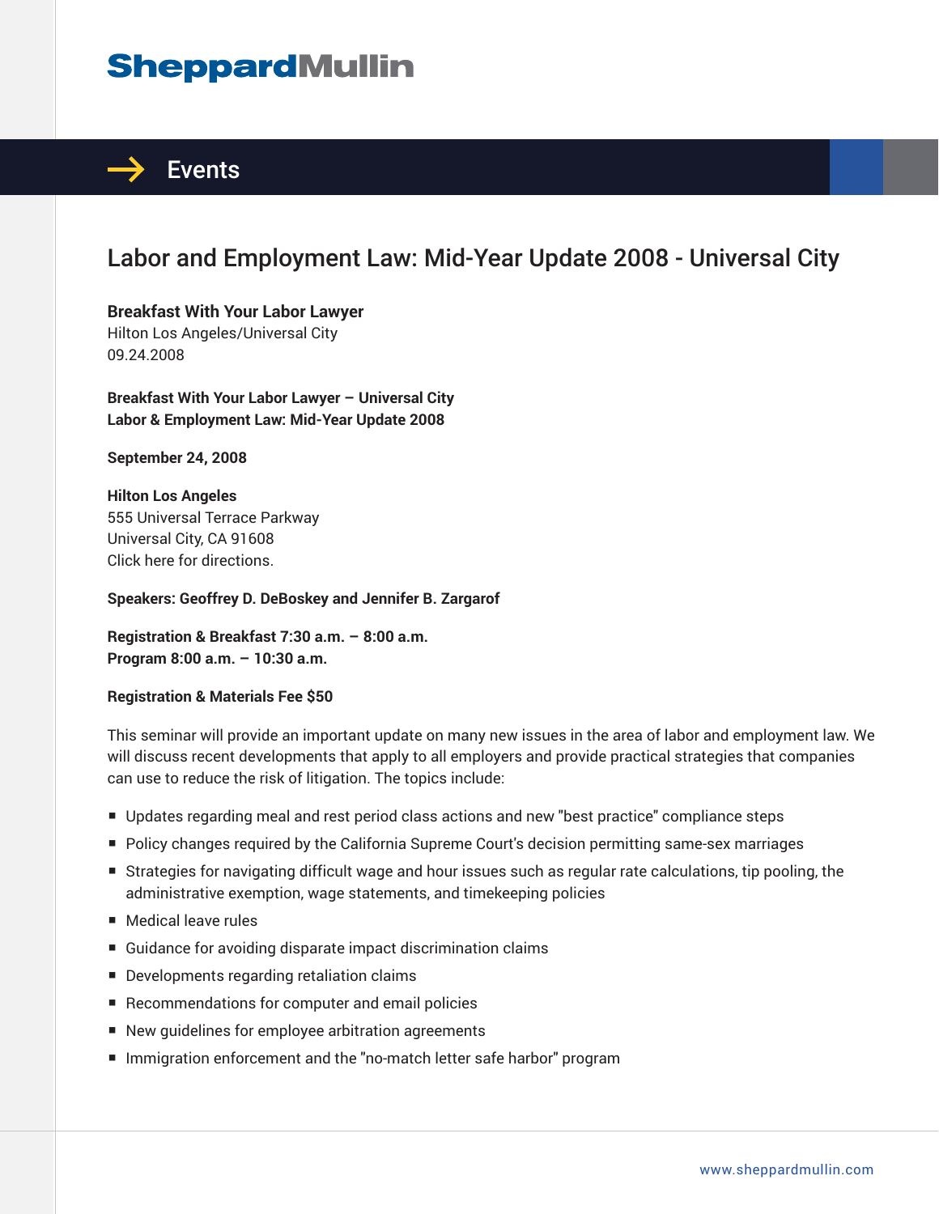SheppardMullin

Events

# Labor and Employment Law: Mid-Year Update 2008 - Universal City

**Breakfast With Your Labor Lawyer**
Hilton Los Angeles/Universal City
09.24.2008

**Breakfast With Your Labor Lawyer – Universal City**
**Labor & Employment Law: Mid-Year Update 2008**

**September 24, 2008**

**Hilton Los Angeles**
555 Universal Terrace Parkway
Universal City, CA 91608
Click here for directions.

**Speakers: Geoffrey D. DeBoskey and Jennifer B. Zargarof**

**Registration & Breakfast 7:30 a.m. – 8:00 a.m.**
**Program 8:00 a.m. – 10:30 a.m.**

**Registration & Materials Fee $50**

This seminar will provide an important update on many new issues in the area of labor and employment law. We will discuss recent developments that apply to all employers and provide practical strategies that companies can use to reduce the risk of litigation. The topics include:

- Updates regarding meal and rest period class actions and new "best practice" compliance steps
- Policy changes required by the California Supreme Court's decision permitting same-sex marriages
- Strategies for navigating difficult wage and hour issues such as regular rate calculations, tip pooling, the administrative exemption, wage statements, and timekeeping policies
- Medical leave rules
- Guidance for avoiding disparate impact discrimination claims
- Developments regarding retaliation claims
- Recommendations for computer and email policies
- New guidelines for employee arbitration agreements
- Immigration enforcement and the "no-match letter safe harbor" program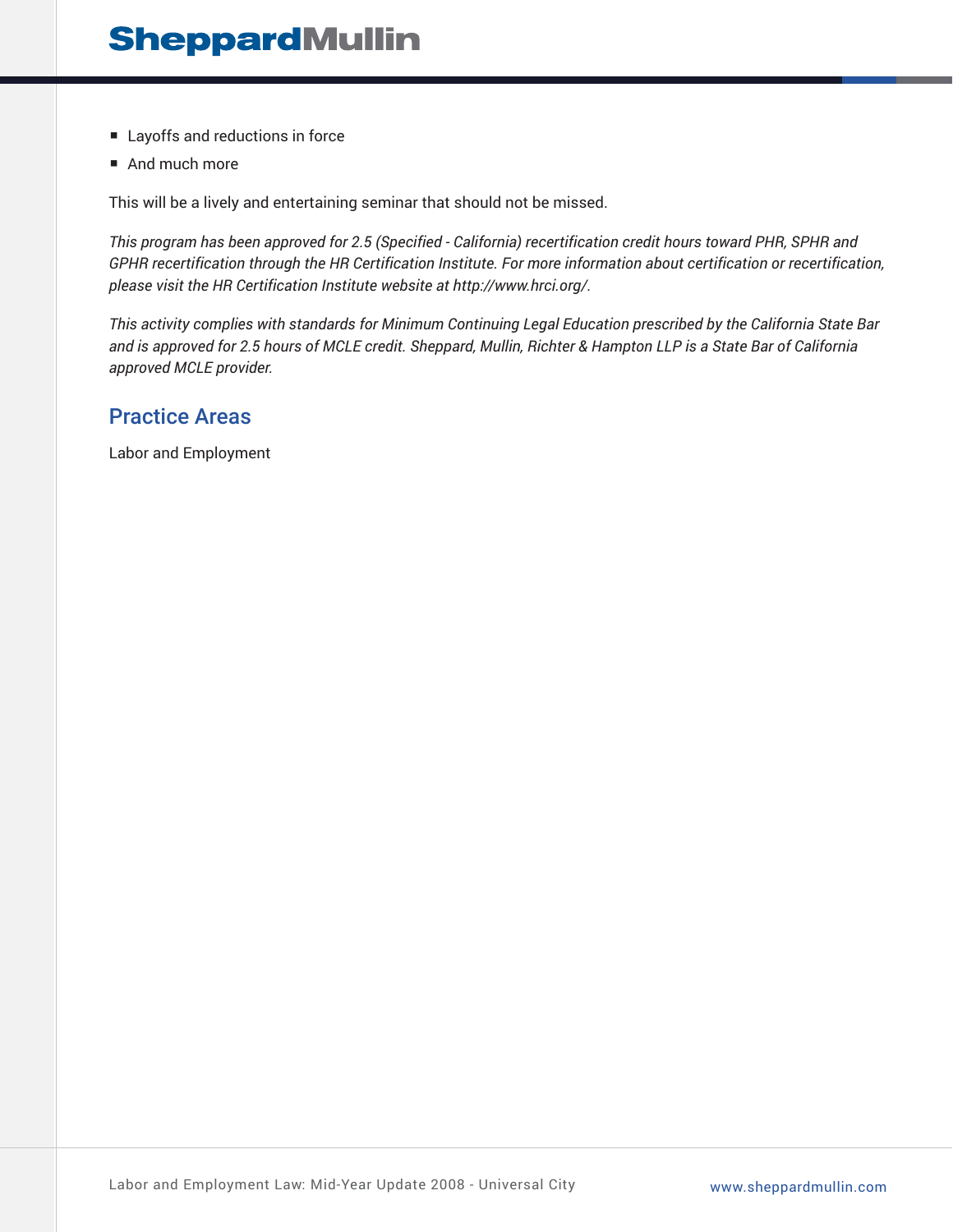- Layoffs and reductions in force
- And much more

This will be a lively and entertaining seminar that should not be missed.

*This program has been approved for 2.5 (Specified - California) recertification credit hours toward PHR, SPHR and GPHR recertification through the HR Certification Institute. For more information about certification or recertification, please visit the HR Certification Institute website at http://www.hrci.org/.*

*This activity complies with standards for Minimum Continuing Legal Education prescribed by the California State Bar and is approved for 2.5 hours of MCLE credit. Sheppard, Mullin, Richter & Hampton LLP is a State Bar of California approved MCLE provider.*

## Practice Areas

Labor and Employment